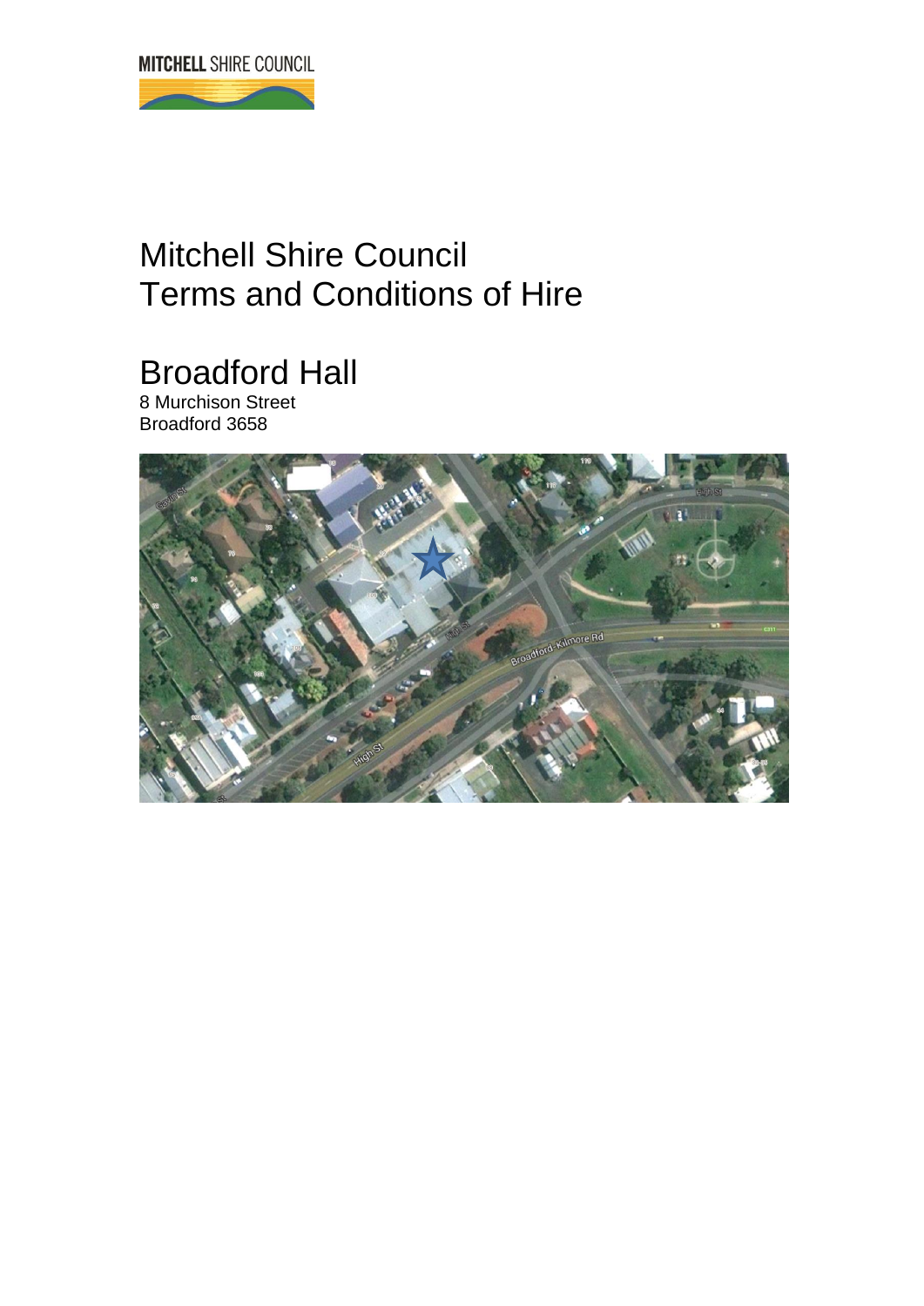MITCHELL SHIRE COUNCIL

# Mitchell Shire Council
# Terms and Conditions of Hire

## Broadford Hall

8 Murchison Street
Broadford 3658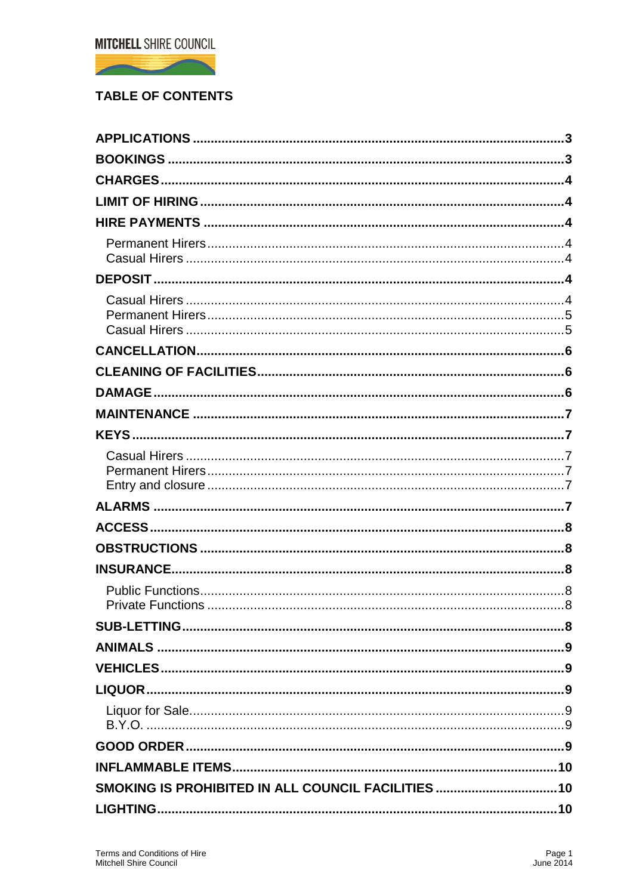**MITCHELL** SHIRE COUNCIL

## TABLE OF CONTENTS

**APPLICATIONS** ........................................................................................................ 3
**BOOKINGS** ............................................................................................................. 3
**CHARGES** ................................................................................................................ 4
**LIMIT OF HIRING** .................................................................................................... 4
**HIRE PAYMENTS** .................................................................................................... 4
Permanent Hirers .................................................................................................. 4
Casual Hirers ........................................................................................................ 4
**DEPOSIT** ................................................................................................................. 4
Casual Hirers ........................................................................................................ 4
Permanent Hirers .................................................................................................. 5
Casual Hirers ........................................................................................................ 5
**CANCELLATION** ..................................................................................................... 6
**CLEANING OF FACILITIES** ..................................................................................... 6
**DAMAGE** ................................................................................................................. 6
**MAINTENANCE** ....................................................................................................... 7
**KEYS** ....................................................................................................................... 7
Casual Hirers ........................................................................................................ 7
Permanent Hirers .................................................................................................. 7
Entry and closure .................................................................................................. 7
**ALARMS** .................................................................................................................. 7
**ACCESS** .................................................................................................................. 8
**OBSTRUCTIONS** ..................................................................................................... 8
**INSURANCE** ............................................................................................................. 8
Public Functions .................................................................................................... 8
Private Functions ................................................................................................... 8
**SUB-LETTING** .......................................................................................................... 8
**ANIMALS** ................................................................................................................. 9
**VEHICLES** ................................................................................................................ 9
**LIQUOR** ................................................................................................................... 9
Liquor for Sale ....................................................................................................... 9
B.Y.O. ................................................................................................................... 9
**GOOD ORDER** ......................................................................................................... 9
**INFLAMMABLE ITEMS** .......................................................................................... 10
**SMOKING IS PROHIBITED IN ALL COUNCIL FACILITIES** .................................. 10
**LIGHTING** .............................................................................................................. 10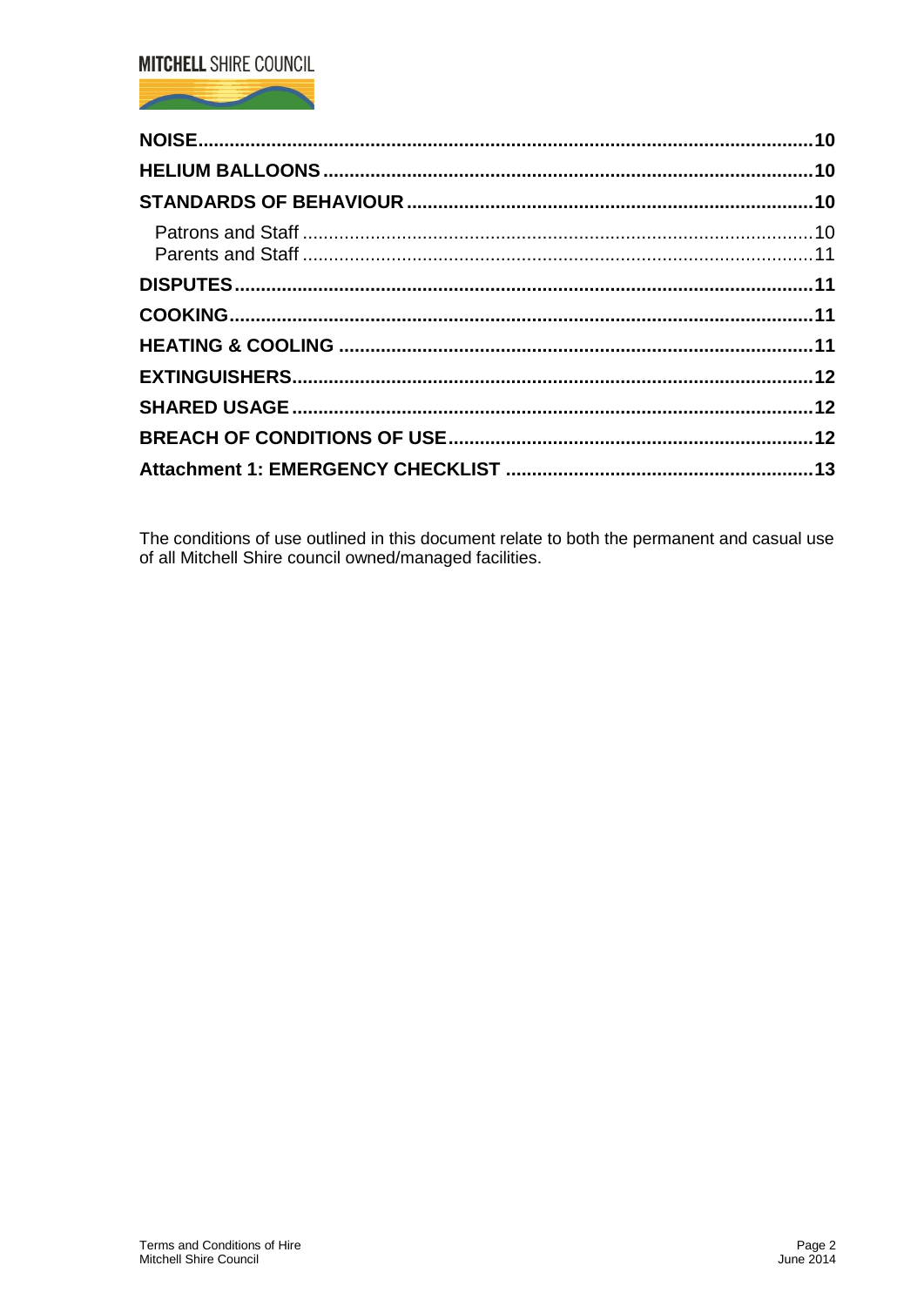| | |
|---|---|
| **NOISE** | **10** |
| **HELIUM BALLOONS** | **10** |
| **STANDARDS OF BEHAVIOUR** | **10** |
| Patrons and Staff | 10 |
| Parents and Staff | 11 |
| **DISPUTES** | **11** |
| **COOKING** | **11** |
| **HEATING & COOLING** | **11** |
| **EXTINGUISHERS** | **12** |
| **SHARED USAGE** | **12** |
| **BREACH OF CONDITIONS OF USE** | **12** |
| **Attachment 1: EMERGENCY CHECKLIST** | **13** |

The conditions of use outlined in this document relate to both the permanent and casual use of all Mitchell Shire council owned/managed facilities.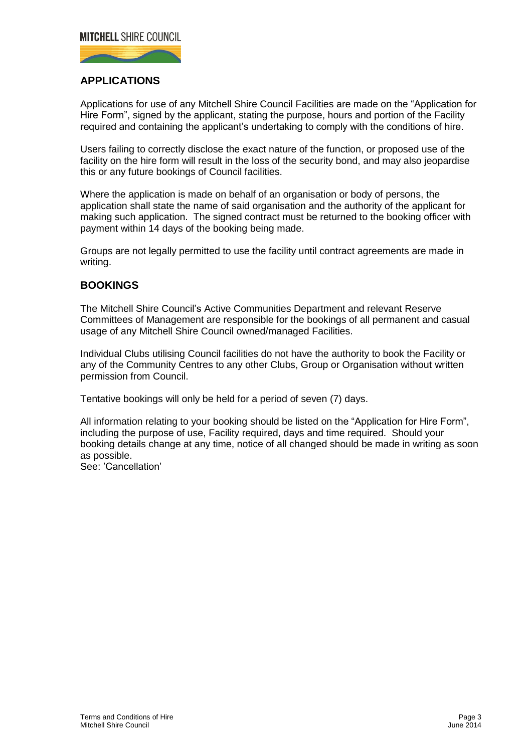## APPLICATIONS

Applications for use of any Mitchell Shire Council Facilities are made on the "Application for Hire Form", signed by the applicant, stating the purpose, hours and portion of the Facility required and containing the applicant's undertaking to comply with the conditions of hire.

Users failing to correctly disclose the exact nature of the function, or proposed use of the facility on the hire form will result in the loss of the security bond, and may also jeopardise this or any future bookings of Council facilities.

Where the application is made on behalf of an organisation or body of persons, the application shall state the name of said organisation and the authority of the applicant for making such application. The signed contract must be returned to the booking officer with payment within 14 days of the booking being made.

Groups are not legally permitted to use the facility until contract agreements are made in writing.

## BOOKINGS

The Mitchell Shire Council's Active Communities Department and relevant Reserve Committees of Management are responsible for the bookings of all permanent and casual usage of any Mitchell Shire Council owned/managed Facilities.

Individual Clubs utilising Council facilities do not have the authority to book the Facility or any of the Community Centres to any other Clubs, Group or Organisation without written permission from Council.

Tentative bookings will only be held for a period of seven (7) days.

All information relating to your booking should be listed on the "Application for Hire Form", including the purpose of use, Facility required, days and time required. Should your booking details change at any time, notice of all changed should be made in writing as soon as possible.
See: 'Cancellation'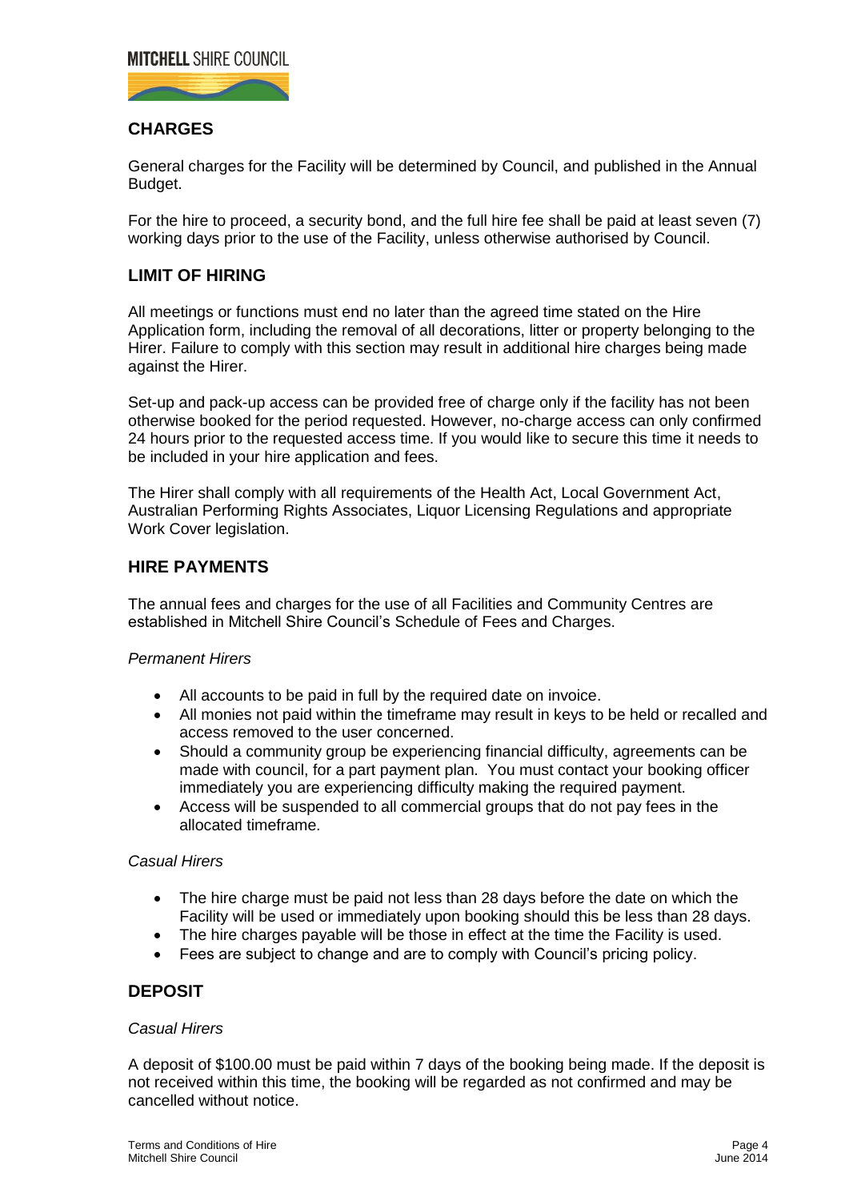## CHARGES

General charges for the Facility will be determined by Council, and published in the Annual Budget.

For the hire to proceed, a security bond, and the full hire fee shall be paid at least seven (7) working days prior to the use of the Facility, unless otherwise authorised by Council.

## LIMIT OF HIRING

All meetings or functions must end no later than the agreed time stated on the Hire Application form, including the removal of all decorations, litter or property belonging to the Hirer. Failure to comply with this section may result in additional hire charges being made against the Hirer.

Set-up and pack-up access can be provided free of charge only if the facility has not been otherwise booked for the period requested. However, no-charge access can only confirmed 24 hours prior to the requested access time. If you would like to secure this time it needs to be included in your hire application and fees.

The Hirer shall comply with all requirements of the Health Act, Local Government Act, Australian Performing Rights Associates, Liquor Licensing Regulations and appropriate Work Cover legislation.

## HIRE PAYMENTS

The annual fees and charges for the use of all Facilities and Community Centres are established in Mitchell Shire Council's Schedule of Fees and Charges.

*Permanent Hirers*

- All accounts to be paid in full by the required date on invoice.
- All monies not paid within the timeframe may result in keys to be held or recalled and access removed to the user concerned.
- Should a community group be experiencing financial difficulty, agreements can be made with council, for a part payment plan. You must contact your booking officer immediately you are experiencing difficulty making the required payment.
- Access will be suspended to all commercial groups that do not pay fees in the allocated timeframe.

*Casual Hirers*

- The hire charge must be paid not less than 28 days before the date on which the Facility will be used or immediately upon booking should this be less than 28 days.
- The hire charges payable will be those in effect at the time the Facility is used.
- Fees are subject to change and are to comply with Council's pricing policy.

## DEPOSIT

*Casual Hirers*

A deposit of $100.00 must be paid within 7 days of the booking being made. If the deposit is not received within this time, the booking will be regarded as not confirmed and may be cancelled without notice.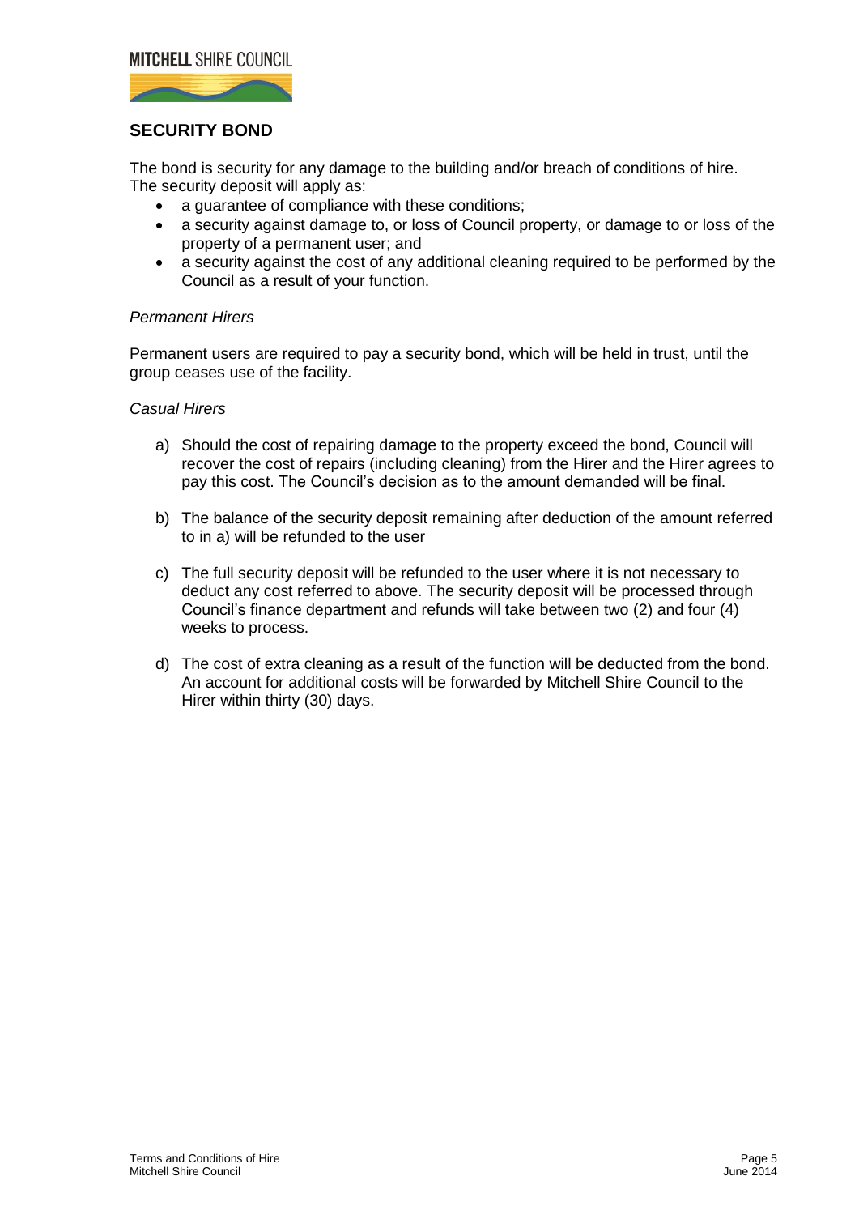## SECURITY BOND

The bond is security for any damage to the building and/or breach of conditions of hire. The security deposit will apply as:

- a guarantee of compliance with these conditions;
- a security against damage to, or loss of Council property, or damage to or loss of the property of a permanent user; and
- a security against the cost of any additional cleaning required to be performed by the Council as a result of your function.

*Permanent Hirers*

Permanent users are required to pay a security bond, which will be held in trust, until the group ceases use of the facility.

*Casual Hirers*

a) Should the cost of repairing damage to the property exceed the bond, Council will recover the cost of repairs (including cleaning) from the Hirer and the Hirer agrees to pay this cost. The Council's decision as to the amount demanded will be final.

b) The balance of the security deposit remaining after deduction of the amount referred to in a) will be refunded to the user

c) The full security deposit will be refunded to the user where it is not necessary to deduct any cost referred to above. The security deposit will be processed through Council's finance department and refunds will take between two (2) and four (4) weeks to process.

d) The cost of extra cleaning as a result of the function will be deducted from the bond. An account for additional costs will be forwarded by Mitchell Shire Council to the Hirer within thirty (30) days.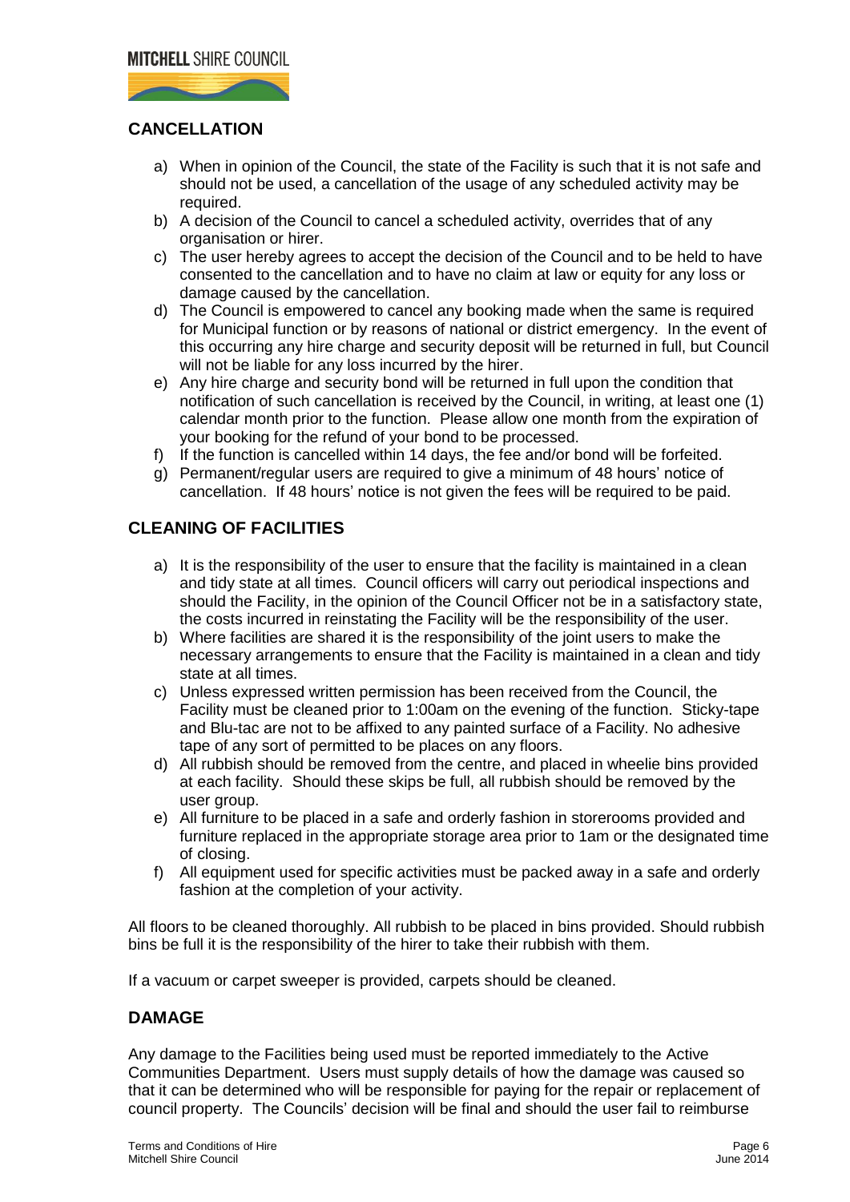## CANCELLATION

a) When in opinion of the Council, the state of the Facility is such that it is not safe and should not be used, a cancellation of the usage of any scheduled activity may be required.
b) A decision of the Council to cancel a scheduled activity, overrides that of any organisation or hirer.
c) The user hereby agrees to accept the decision of the Council and to be held to have consented to the cancellation and to have no claim at law or equity for any loss or damage caused by the cancellation.
d) The Council is empowered to cancel any booking made when the same is required for Municipal function or by reasons of national or district emergency. In the event of this occurring any hire charge and security deposit will be returned in full, but Council will not be liable for any loss incurred by the hirer.
e) Any hire charge and security bond will be returned in full upon the condition that notification of such cancellation is received by the Council, in writing, at least one (1) calendar month prior to the function. Please allow one month from the expiration of your booking for the refund of your bond to be processed.
f) If the function is cancelled within 14 days, the fee and/or bond will be forfeited.
g) Permanent/regular users are required to give a minimum of 48 hours' notice of cancellation. If 48 hours' notice is not given the fees will be required to be paid.

## CLEANING OF FACILITIES

a) It is the responsibility of the user to ensure that the facility is maintained in a clean and tidy state at all times. Council officers will carry out periodical inspections and should the Facility, in the opinion of the Council Officer not be in a satisfactory state, the costs incurred in reinstating the Facility will be the responsibility of the user.
b) Where facilities are shared it is the responsibility of the joint users to make the necessary arrangements to ensure that the Facility is maintained in a clean and tidy state at all times.
c) Unless expressed written permission has been received from the Council, the Facility must be cleaned prior to 1:00am on the evening of the function. Sticky-tape and Blu-tac are not to be affixed to any painted surface of a Facility. No adhesive tape of any sort of permitted to be places on any floors.
d) All rubbish should be removed from the centre, and placed in wheelie bins provided at each facility. Should these skips be full, all rubbish should be removed by the user group.
e) All furniture to be placed in a safe and orderly fashion in storerooms provided and furniture replaced in the appropriate storage area prior to 1am or the designated time of closing.
f) All equipment used for specific activities must be packed away in a safe and orderly fashion at the completion of your activity.

All floors to be cleaned thoroughly. All rubbish to be placed in bins provided. Should rubbish bins be full it is the responsibility of the hirer to take their rubbish with them.

If a vacuum or carpet sweeper is provided, carpets should be cleaned.

## DAMAGE

Any damage to the Facilities being used must be reported immediately to the Active Communities Department. Users must supply details of how the damage was caused so that it can be determined who will be responsible for paying for the repair or replacement of council property. The Councils' decision will be final and should the user fail to reimburse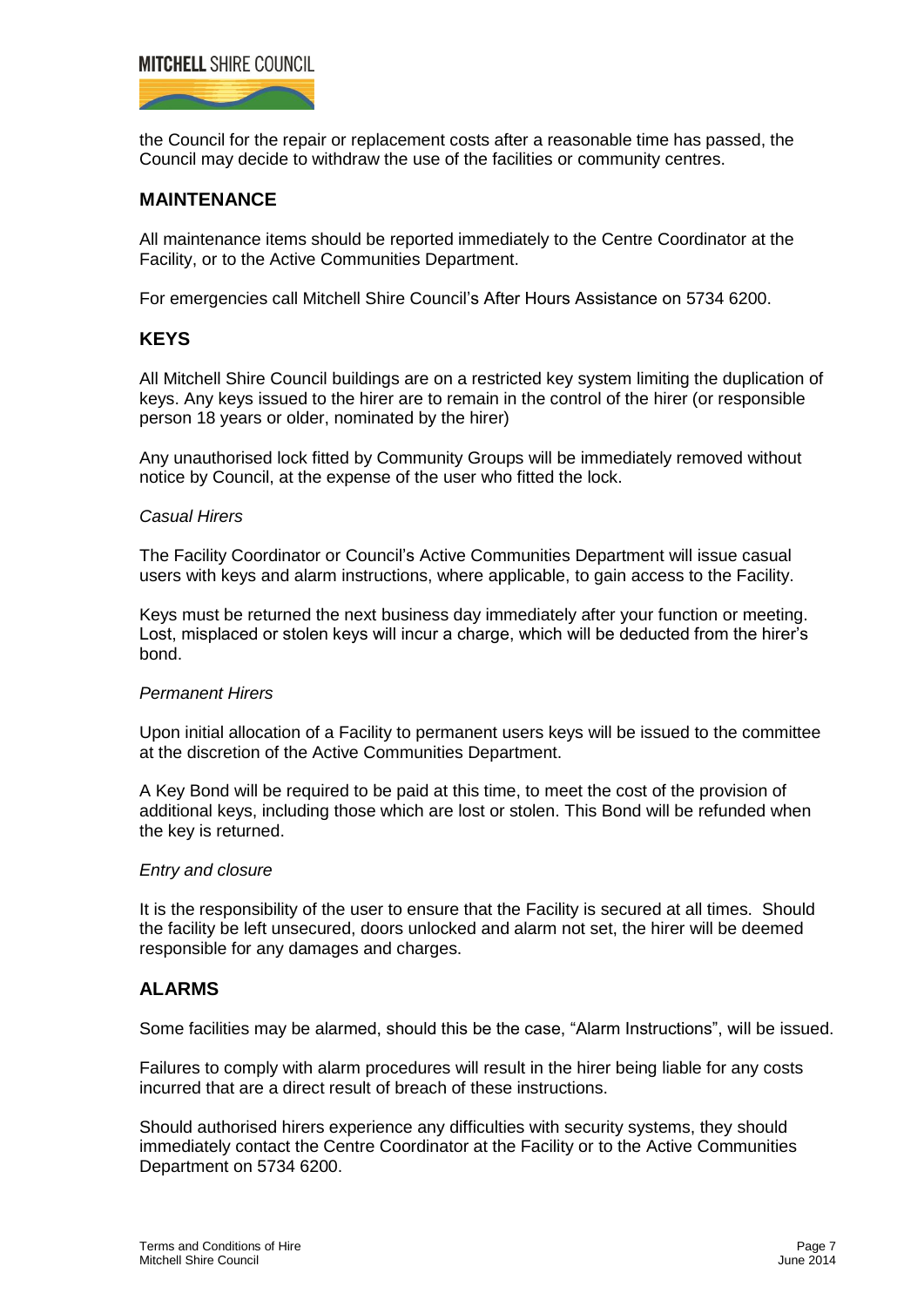the Council for the repair or replacement costs after a reasonable time has passed, the Council may decide to withdraw the use of the facilities or community centres.

## MAINTENANCE

All maintenance items should be reported immediately to the Centre Coordinator at the Facility, or to the Active Communities Department.

For emergencies call Mitchell Shire Council's After Hours Assistance on 5734 6200.

## KEYS

All Mitchell Shire Council buildings are on a restricted key system limiting the duplication of keys. Any keys issued to the hirer are to remain in the control of the hirer (or responsible person 18 years or older, nominated by the hirer)

Any unauthorised lock fitted by Community Groups will be immediately removed without notice by Council, at the expense of the user who fitted the lock.

*Casual Hirers*

The Facility Coordinator or Council's Active Communities Department will issue casual users with keys and alarm instructions, where applicable, to gain access to the Facility.

Keys must be returned the next business day immediately after your function or meeting. Lost, misplaced or stolen keys will incur a charge, which will be deducted from the hirer's bond.

*Permanent Hirers*

Upon initial allocation of a Facility to permanent users keys will be issued to the committee at the discretion of the Active Communities Department.

A Key Bond will be required to be paid at this time, to meet the cost of the provision of additional keys, including those which are lost or stolen. This Bond will be refunded when the key is returned.

*Entry and closure*

It is the responsibility of the user to ensure that the Facility is secured at all times. Should the facility be left unsecured, doors unlocked and alarm not set, the hirer will be deemed responsible for any damages and charges.

## ALARMS

Some facilities may be alarmed, should this be the case, "Alarm Instructions", will be issued.

Failures to comply with alarm procedures will result in the hirer being liable for any costs incurred that are a direct result of breach of these instructions.

Should authorised hirers experience any difficulties with security systems, they should immediately contact the Centre Coordinator at the Facility or to the Active Communities Department on 5734 6200.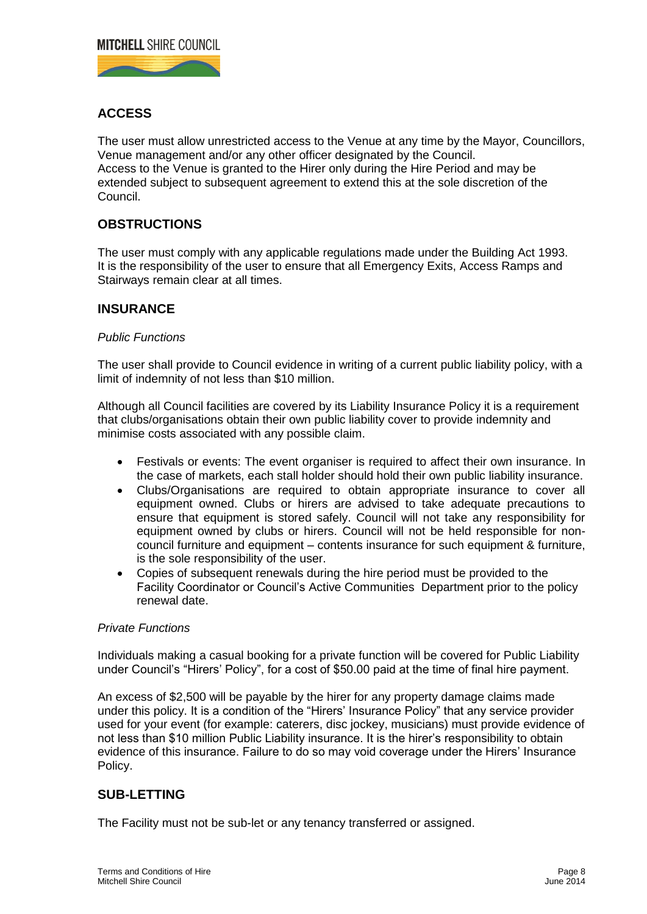## ACCESS

The user must allow unrestricted access to the Venue at any time by the Mayor, Councillors, Venue management and/or any other officer designated by the Council.
Access to the Venue is granted to the Hirer only during the Hire Period and may be extended subject to subsequent agreement to extend this at the sole discretion of the Council.

## OBSTRUCTIONS

The user must comply with any applicable regulations made under the Building Act 1993. It is the responsibility of the user to ensure that all Emergency Exits, Access Ramps and Stairways remain clear at all times.

## INSURANCE

*Public Functions*

The user shall provide to Council evidence in writing of a current public liability policy, with a limit of indemnity of not less than $10 million.

Although all Council facilities are covered by its Liability Insurance Policy it is a requirement that clubs/organisations obtain their own public liability cover to provide indemnity and minimise costs associated with any possible claim.

- Festivals or events: The event organiser is required to affect their own insurance. In the case of markets, each stall holder should hold their own public liability insurance.
- Clubs/Organisations are required to obtain appropriate insurance to cover all equipment owned. Clubs or hirers are advised to take adequate precautions to ensure that equipment is stored safely. Council will not take any responsibility for equipment owned by clubs or hirers. Council will not be held responsible for non-council furniture and equipment – contents insurance for such equipment & furniture, is the sole responsibility of the user.
- Copies of subsequent renewals during the hire period must be provided to the Facility Coordinator or Council's Active Communities Department prior to the policy renewal date.

*Private Functions*

Individuals making a casual booking for a private function will be covered for Public Liability under Council's "Hirers' Policy", for a cost of $50.00 paid at the time of final hire payment.

An excess of $2,500 will be payable by the hirer for any property damage claims made under this policy. It is a condition of the "Hirers' Insurance Policy" that any service provider used for your event (for example: caterers, disc jockey, musicians) must provide evidence of not less than $10 million Public Liability insurance. It is the hirer's responsibility to obtain evidence of this insurance. Failure to do so may void coverage under the Hirers' Insurance Policy.

## SUB-LETTING

The Facility must not be sub-let or any tenancy transferred or assigned.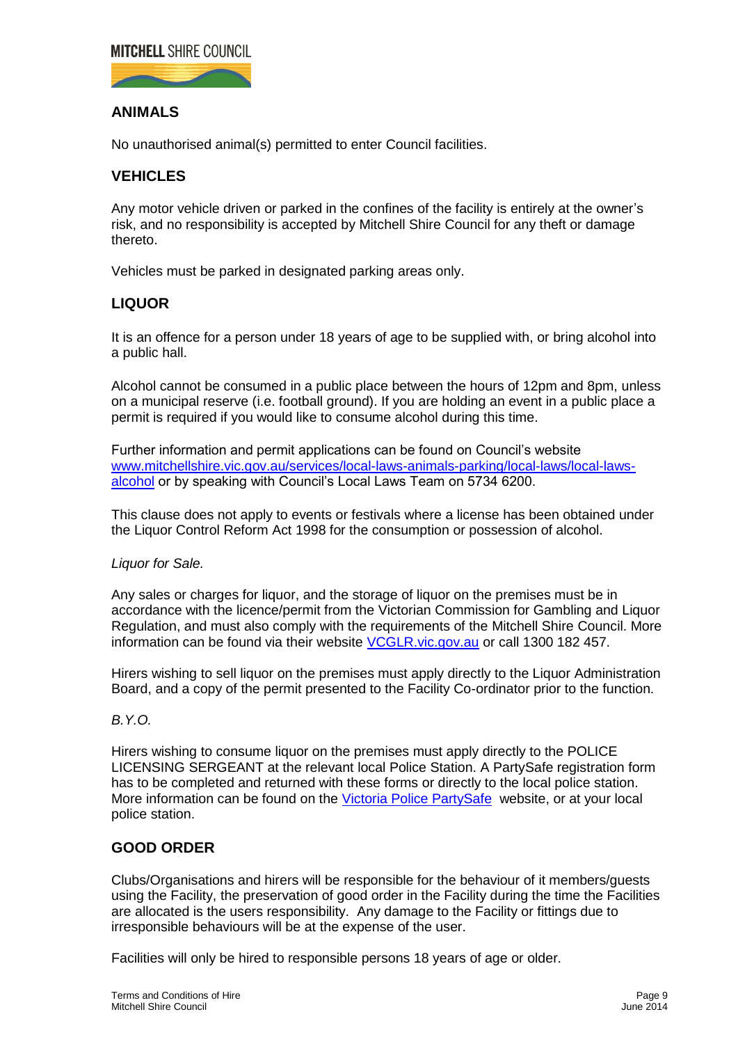## ANIMALS

No unauthorised animal(s) permitted to enter Council facilities.

## VEHICLES

Any motor vehicle driven or parked in the confines of the facility is entirely at the owner's risk, and no responsibility is accepted by Mitchell Shire Council for any theft or damage thereto.

Vehicles must be parked in designated parking areas only.

## LIQUOR

It is an offence for a person under 18 years of age to be supplied with, or bring alcohol into a public hall.

Alcohol cannot be consumed in a public place between the hours of 12pm and 8pm, unless on a municipal reserve (i.e. football ground). If you are holding an event in a public place a permit is required if you would like to consume alcohol during this time.

Further information and permit applications can be found on Council's website [www.mitchellshire.vic.gov.au/services/local-laws-animals-parking/local-laws/local-laws-alcohol](www.mitchellshire.vic.gov.au/services/local-laws-animals-parking/local-laws/local-laws-alcohol) or by speaking with Council's Local Laws Team on 5734 6200.

This clause does not apply to events or festivals where a license has been obtained under the Liquor Control Reform Act 1998 for the consumption or possession of alcohol.

*Liquor for Sale.*

Any sales or charges for liquor, and the storage of liquor on the premises must be in accordance with the licence/permit from the Victorian Commission for Gambling and Liquor Regulation, and must also comply with the requirements of the Mitchell Shire Council. More information can be found via their website [VCGLR.vic.gov.au](VCGLR.vic.gov.au) or call 1300 182 457.

Hirers wishing to sell liquor on the premises must apply directly to the Liquor Administration Board, and a copy of the permit presented to the Facility Co-ordinator prior to the function.

*B.Y.O.*

Hirers wishing to consume liquor on the premises must apply directly to the POLICE LICENSING SERGEANT at the relevant local Police Station. A PartySafe registration form has to be completed and returned with these forms or directly to the local police station. More information can be found on the Victoria Police PartySafe website, or at your local police station.

## GOOD ORDER

Clubs/Organisations and hirers will be responsible for the behaviour of it members/guests using the Facility, the preservation of good order in the Facility during the time the Facilities are allocated is the users responsibility. Any damage to the Facility or fittings due to irresponsible behaviours will be at the expense of the user.

Facilities will only be hired to responsible persons 18 years of age or older.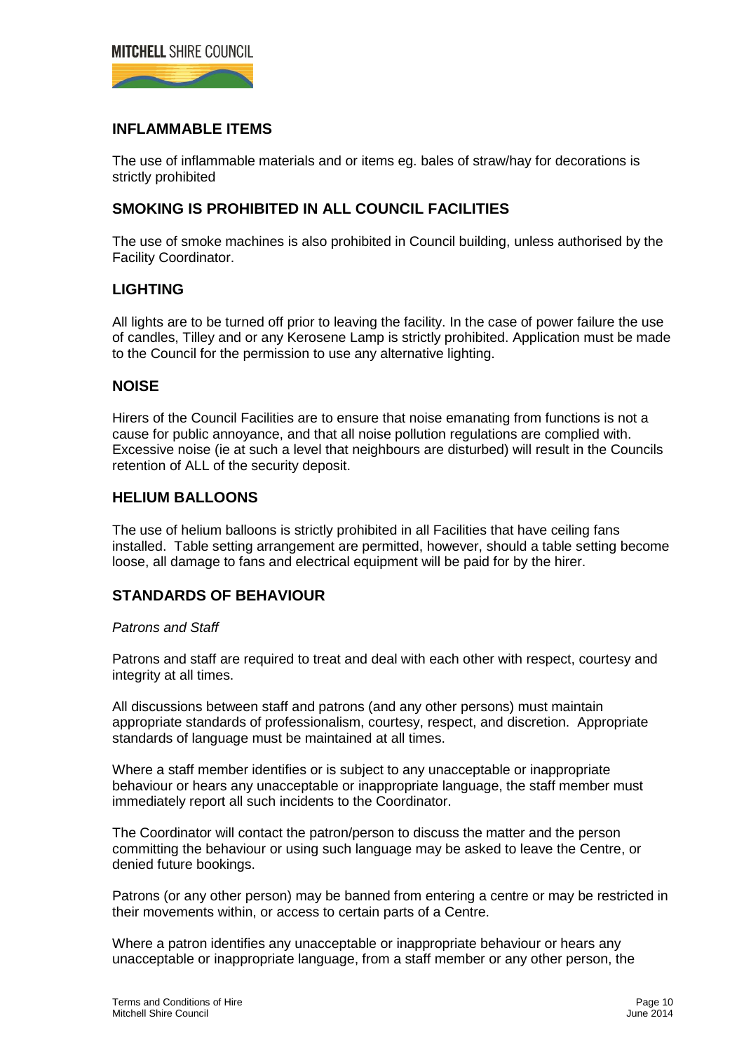## INFLAMMABLE ITEMS

The use of inflammable materials and or items eg. bales of straw/hay for decorations is strictly prohibited

## SMOKING IS PROHIBITED IN ALL COUNCIL FACILITIES

The use of smoke machines is also prohibited in Council building, unless authorised by the Facility Coordinator.

## LIGHTING

All lights are to be turned off prior to leaving the facility. In the case of power failure the use of candles, Tilley and or any Kerosene Lamp is strictly prohibited. Application must be made to the Council for the permission to use any alternative lighting.

## NOISE

Hirers of the Council Facilities are to ensure that noise emanating from functions is not a cause for public annoyance, and that all noise pollution regulations are complied with. Excessive noise (ie at such a level that neighbours are disturbed) will result in the Councils retention of ALL of the security deposit.

## HELIUM BALLOONS

The use of helium balloons is strictly prohibited in all Facilities that have ceiling fans installed. Table setting arrangement are permitted, however, should a table setting become loose, all damage to fans and electrical equipment will be paid for by the hirer.

## STANDARDS OF BEHAVIOUR

*Patrons and Staff*

Patrons and staff are required to treat and deal with each other with respect, courtesy and integrity at all times.

All discussions between staff and patrons (and any other persons) must maintain appropriate standards of professionalism, courtesy, respect, and discretion. Appropriate standards of language must be maintained at all times.

Where a staff member identifies or is subject to any unacceptable or inappropriate behaviour or hears any unacceptable or inappropriate language, the staff member must immediately report all such incidents to the Coordinator.

The Coordinator will contact the patron/person to discuss the matter and the person committing the behaviour or using such language may be asked to leave the Centre, or denied future bookings.

Patrons (or any other person) may be banned from entering a centre or may be restricted in their movements within, or access to certain parts of a Centre.

Where a patron identifies any unacceptable or inappropriate behaviour or hears any unacceptable or inappropriate language, from a staff member or any other person, the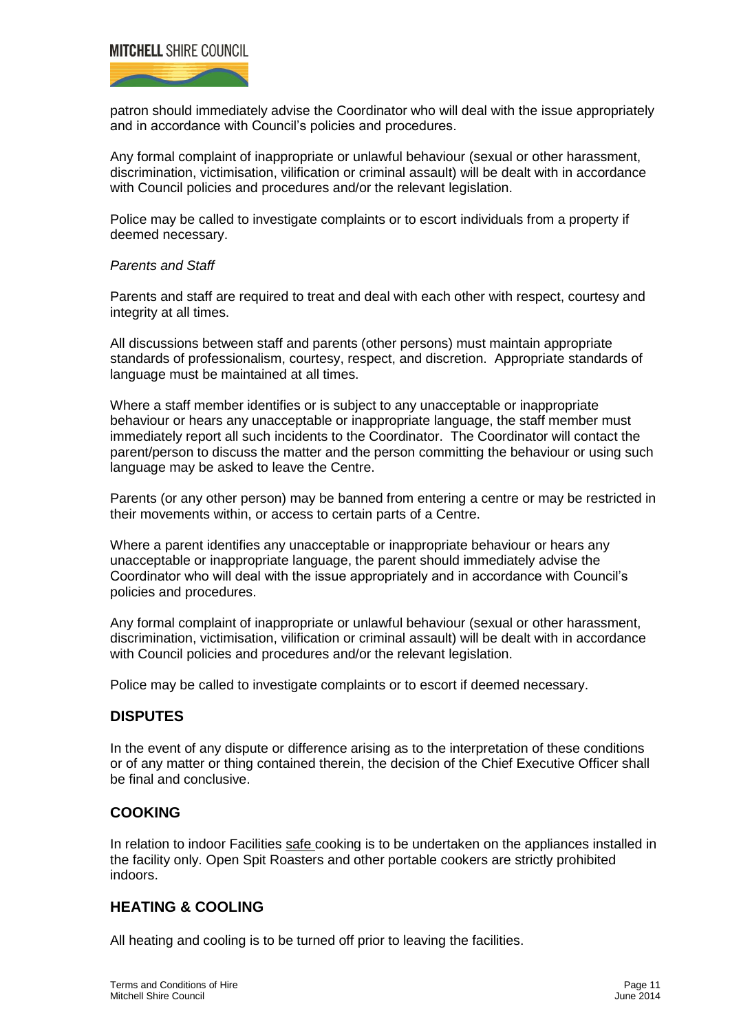patron should immediately advise the Coordinator who will deal with the issue appropriately and in accordance with Council's policies and procedures.

Any formal complaint of inappropriate or unlawful behaviour (sexual or other harassment, discrimination, victimisation, vilification or criminal assault) will be dealt with in accordance with Council policies and procedures and/or the relevant legislation.

Police may be called to investigate complaints or to escort individuals from a property if deemed necessary.

*Parents and Staff*

Parents and staff are required to treat and deal with each other with respect, courtesy and integrity at all times.

All discussions between staff and parents (other persons) must maintain appropriate standards of professionalism, courtesy, respect, and discretion. Appropriate standards of language must be maintained at all times.

Where a staff member identifies or is subject to any unacceptable or inappropriate behaviour or hears any unacceptable or inappropriate language, the staff member must immediately report all such incidents to the Coordinator. The Coordinator will contact the parent/person to discuss the matter and the person committing the behaviour or using such language may be asked to leave the Centre.

Parents (or any other person) may be banned from entering a centre or may be restricted in their movements within, or access to certain parts of a Centre.

Where a parent identifies any unacceptable or inappropriate behaviour or hears any unacceptable or inappropriate language, the parent should immediately advise the Coordinator who will deal with the issue appropriately and in accordance with Council's policies and procedures.

Any formal complaint of inappropriate or unlawful behaviour (sexual or other harassment, discrimination, victimisation, vilification or criminal assault) will be dealt with in accordance with Council policies and procedures and/or the relevant legislation.

Police may be called to investigate complaints or to escort if deemed necessary.

## DISPUTES

In the event of any dispute or difference arising as to the interpretation of these conditions or of any matter or thing contained therein, the decision of the Chief Executive Officer shall be final and conclusive.

## COOKING

In relation to indoor Facilities safe cooking is to be undertaken on the appliances installed in the facility only. Open Spit Roasters and other portable cookers are strictly prohibited indoors.

## HEATING & COOLING

All heating and cooling is to be turned off prior to leaving the facilities.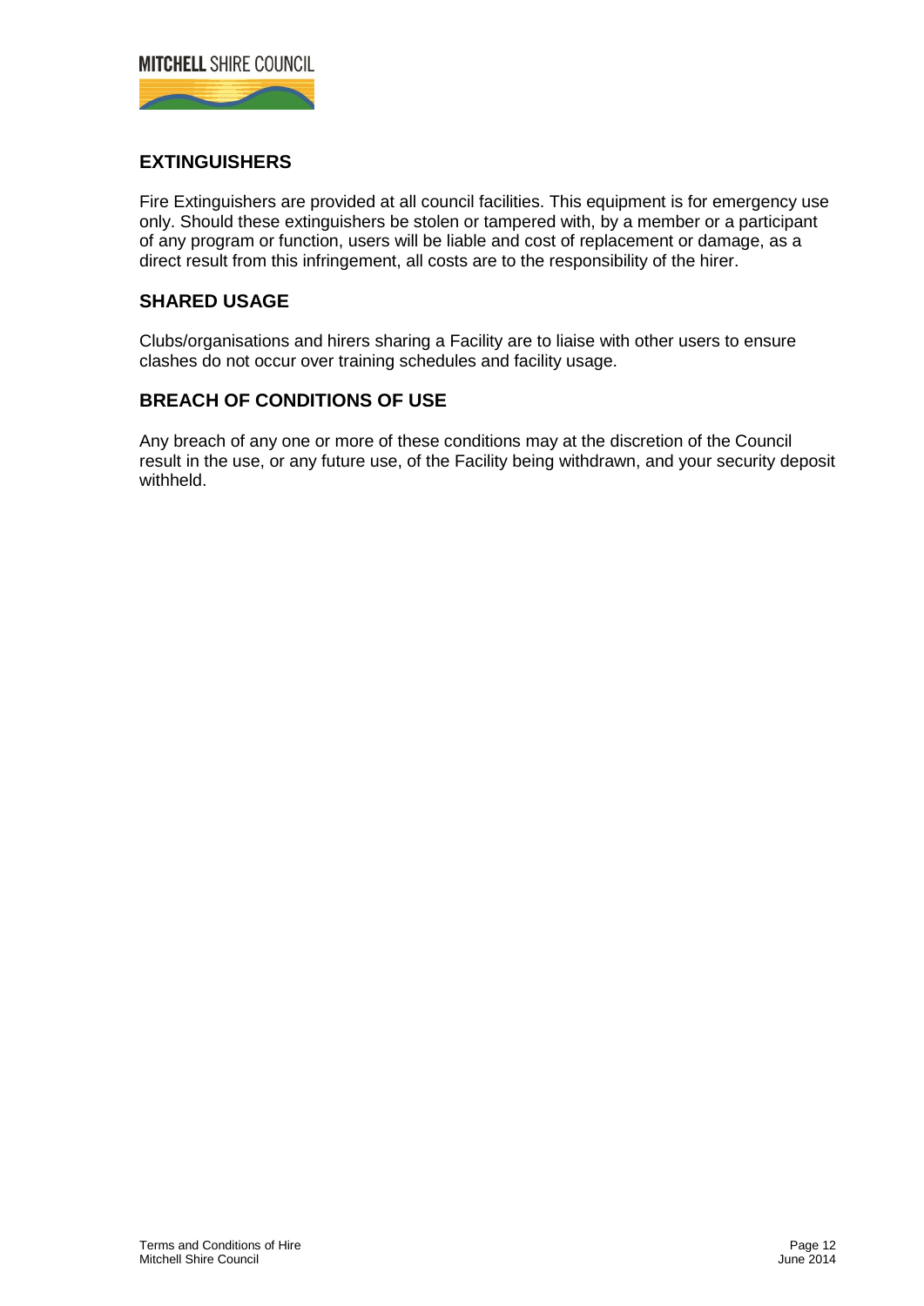## EXTINGUISHERS

Fire Extinguishers are provided at all council facilities. This equipment is for emergency use only. Should these extinguishers be stolen or tampered with, by a member or a participant of any program or function, users will be liable and cost of replacement or damage, as a direct result from this infringement, all costs are to the responsibility of the hirer.

## SHARED USAGE

Clubs/organisations and hirers sharing a Facility are to liaise with other users to ensure clashes do not occur over training schedules and facility usage.

## BREACH OF CONDITIONS OF USE

Any breach of any one or more of these conditions may at the discretion of the Council result in the use, or any future use, of the Facility being withdrawn, and your security deposit withheld.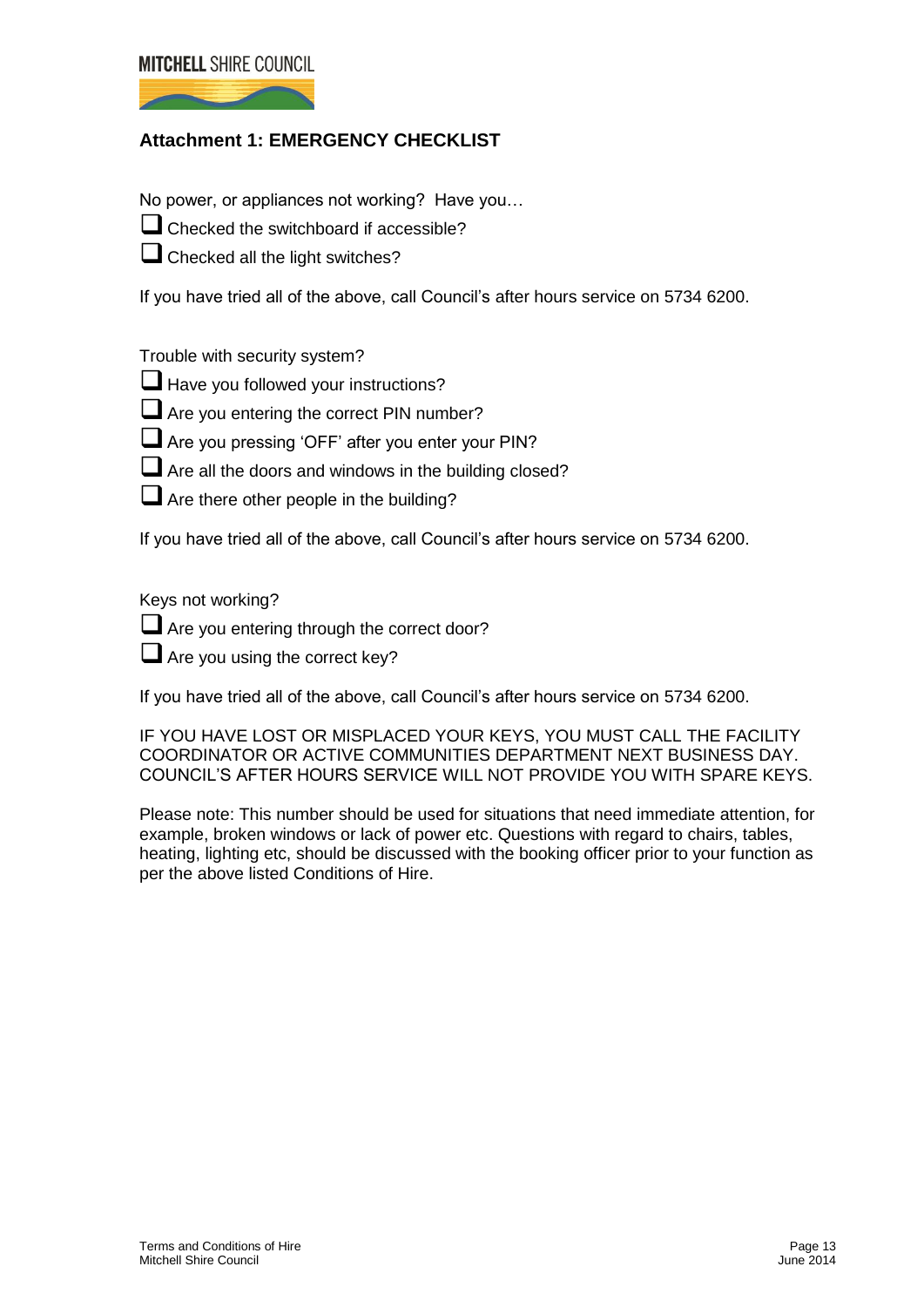## Attachment 1: EMERGENCY CHECKLIST

No power, or appliances not working? Have you…

- ☐ Checked the switchboard if accessible?
- ☐ Checked all the light switches?

If you have tried all of the above, call Council's after hours service on 5734 6200.

Trouble with security system?

- ☐ Have you followed your instructions?
- ☐ Are you entering the correct PIN number?
- ☐ Are you pressing 'OFF' after you enter your PIN?
- ☐ Are all the doors and windows in the building closed?
- ☐ Are there other people in the building?

If you have tried all of the above, call Council's after hours service on 5734 6200.

Keys not working?

- ☐ Are you entering through the correct door?
- ☐ Are you using the correct key?

If you have tried all of the above, call Council's after hours service on 5734 6200.

IF YOU HAVE LOST OR MISPLACED YOUR KEYS, YOU MUST CALL THE FACILITY COORDINATOR OR ACTIVE COMMUNITIES DEPARTMENT NEXT BUSINESS DAY. COUNCIL'S AFTER HOURS SERVICE WILL NOT PROVIDE YOU WITH SPARE KEYS.

Please note: This number should be used for situations that need immediate attention, for example, broken windows or lack of power etc. Questions with regard to chairs, tables, heating, lighting etc, should be discussed with the booking officer prior to your function as per the above listed Conditions of Hire.